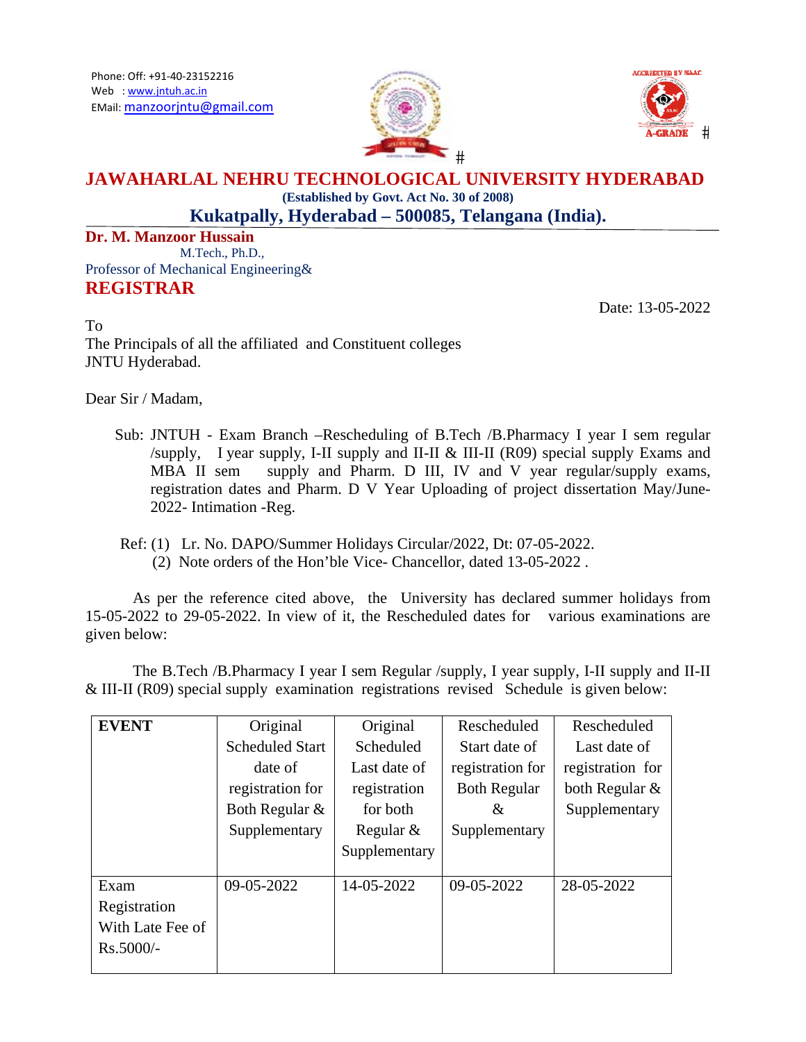Phone: Off: +91-40-23152216
Web : www.jntuh.ac.in
EMail: manzoorjntu@gmail.com

# JAWAHARLAL NEHRU TECHNOLOGICAL UNIVERSITY HYDERABAD

**(Established by Govt. Act No. 30 of 2008)**

**Kukatpally, Hyderabad – 500085, Telangana (India).**

**Dr. M. Manzoor Hussain**
M.Tech., Ph.D.,
Professor of Mechanical Engineering&
**REGISTRAR**

Date: 13-05-2022

To
The Principals of all the affiliated and Constituent colleges
JNTU Hyderabad.

Dear Sir / Madam,

Sub: JNTUH - Exam Branch –Rescheduling of B.Tech /B.Pharmacy I year I sem regular /supply, I year supply, I-II supply and II-II & III-II (R09) special supply Exams and MBA II sem supply and Pharm. D III, IV and V year regular/supply exams, registration dates and Pharm. D V Year Uploading of project dissertation May/June-2022- Intimation -Reg.

Ref: (1) Lr. No. DAPO/Summer Holidays Circular/2022, Dt: 07-05-2022.
(2) Note orders of the Hon'ble Vice- Chancellor, dated 13-05-2022 .

As per the reference cited above, the University has declared summer holidays from 15-05-2022 to 29-05-2022. In view of it, the Rescheduled dates for various examinations are given below:

The B.Tech /B.Pharmacy I year I sem Regular /supply, I year supply, I-II supply and II-II & III-II (R09) special supply examination registrations revised Schedule is given below:

| **EVENT** | Original Scheduled Start date of registration for Both Regular & Supplementary | Original Scheduled Last date of registration for both Regular & Supplementary | Rescheduled Start date of registration for Both Regular & Supplementary | Rescheduled Last date of registration for both Regular & Supplementary |
|---|---|---|---|---|
| Exam Registration With Late Fee of Rs.5000/- | 09-05-2022 | 14-05-2022 | 09-05-2022 | 28-05-2022 |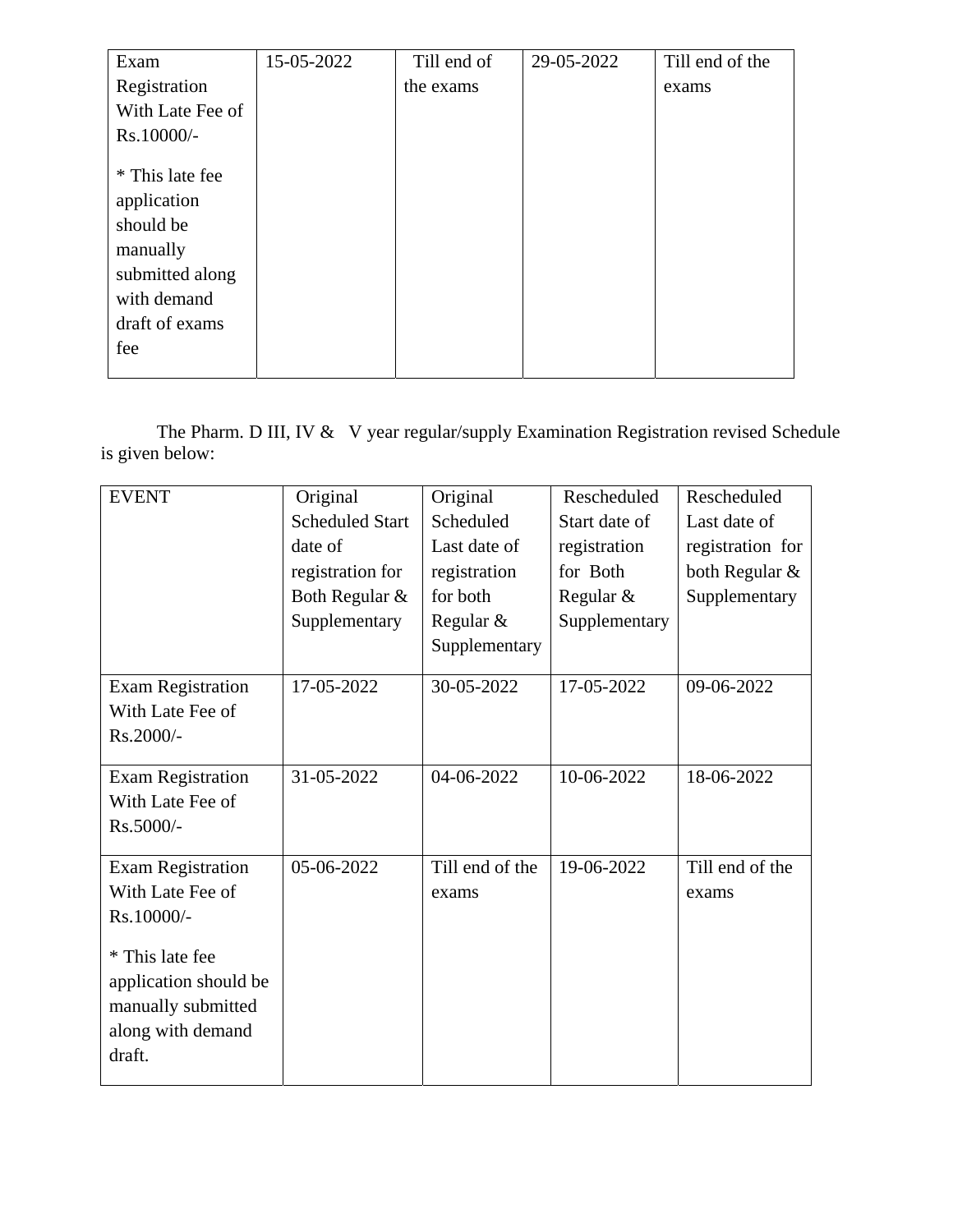| Exam Registration With Late Fee of Rs.10000/-<br><br>* This late fee application should be manually submitted along with demand draft of exams fee | 15-05-2022 | Till end of the exams | 29-05-2022 | Till end of the exams |
|---|---|---|---|---|

The Pharm. D III, IV & V year regular/supply Examination Registration revised Schedule is given below:

| EVENT | Original Scheduled Start date of registration for Both Regular & Supplementary | Original Scheduled Last date of registration for both Regular & Supplementary | Rescheduled Start date of registration for Both Regular & Supplementary | Rescheduled Last date of registration for both Regular & Supplementary |
|---|---|---|---|---|
| Exam Registration With Late Fee of Rs.2000/- | 17-05-2022 | 30-05-2022 | 17-05-2022 | 09-06-2022 |
| Exam Registration With Late Fee of Rs.5000/- | 31-05-2022 | 04-06-2022 | 10-06-2022 | 18-06-2022 |
| Exam Registration With Late Fee of Rs.10000/-<br><br>* This late fee application should be manually submitted along with demand draft. | 05-06-2022 | Till end of the exams | 19-06-2022 | Till end of the exams |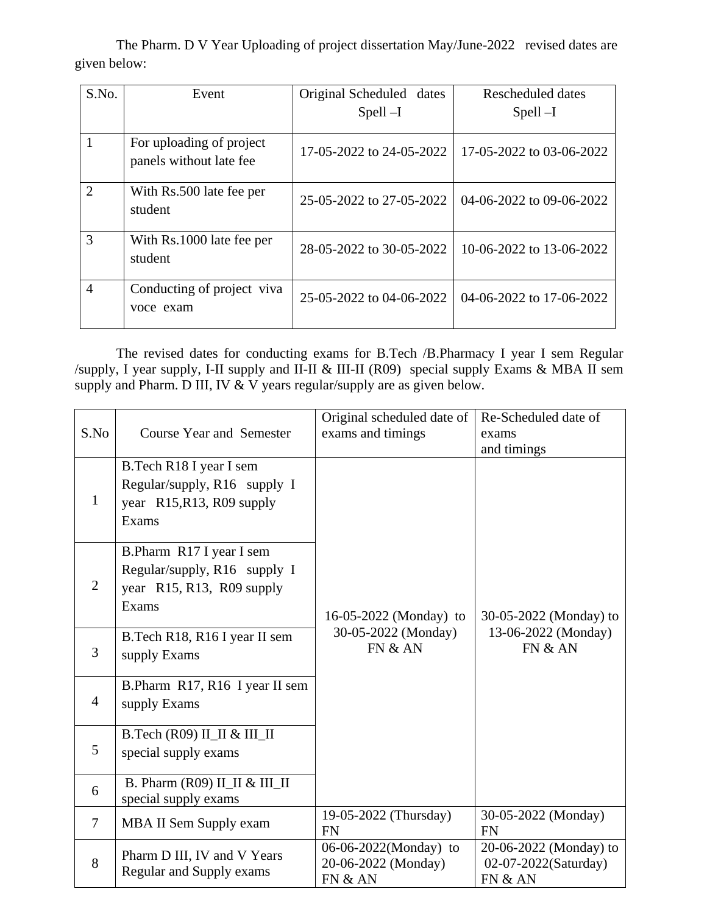The Pharm. D V Year Uploading of project dissertation May/June-2022 revised dates are given below:

| S.No. | Event | Original Scheduled dates Spell –I | Rescheduled dates Spell –I |
|---|---|---|---|
| 1 | For uploading of project panels without late fee | 17-05-2022 to 24-05-2022 | 17-05-2022 to 03-06-2022 |
| 2 | With Rs.500 late fee per student | 25-05-2022 to 27-05-2022 | 04-06-2022 to 09-06-2022 |
| 3 | With Rs.1000 late fee per student | 28-05-2022 to 30-05-2022 | 10-06-2022 to 13-06-2022 |
| 4 | Conducting of project viva voce exam | 25-05-2022 to 04-06-2022 | 04-06-2022 to 17-06-2022 |

The revised dates for conducting exams for B.Tech /B.Pharmacy I year I sem Regular /supply, I year supply, I-II supply and II-II & III-II (R09) special supply Exams & MBA II sem supply and Pharm. D III, IV & V years regular/supply are as given below.

| S.No | Course Year and Semester | Original scheduled date of exams and timings | Re-Scheduled date of exams and timings |
|---|---|---|---|
| 1 | B.Tech R18 I year I sem Regular/supply, R16 supply I year R15,R13, R09 supply Exams | 16-05-2022 (Monday) to 30-05-2022 (Monday) FN & AN | 30-05-2022 (Monday) to 13-06-2022 (Monday) FN & AN |
| 2 | B.Pharm R17 I year I sem Regular/supply, R16 supply I year R15, R13, R09 supply Exams | | |
| 3 | B.Tech R18, R16 I year II sem supply Exams | | |
| 4 | B.Pharm R17, R16 I year II sem supply Exams | | |
| 5 | B.Tech (R09) II_II & III_II special supply exams | | |
| 6 | B. Pharm (R09) II_II & III_II special supply exams | | |
| 7 | MBA II Sem Supply exam | 19-05-2022 (Thursday) FN | 30-05-2022 (Monday) FN |
| 8 | Pharm D III, IV and V Years Regular and Supply exams | 06-06-2022(Monday) to 20-06-2022 (Monday) FN & AN | 20-06-2022 (Monday) to 02-07-2022(Saturday) FN & AN |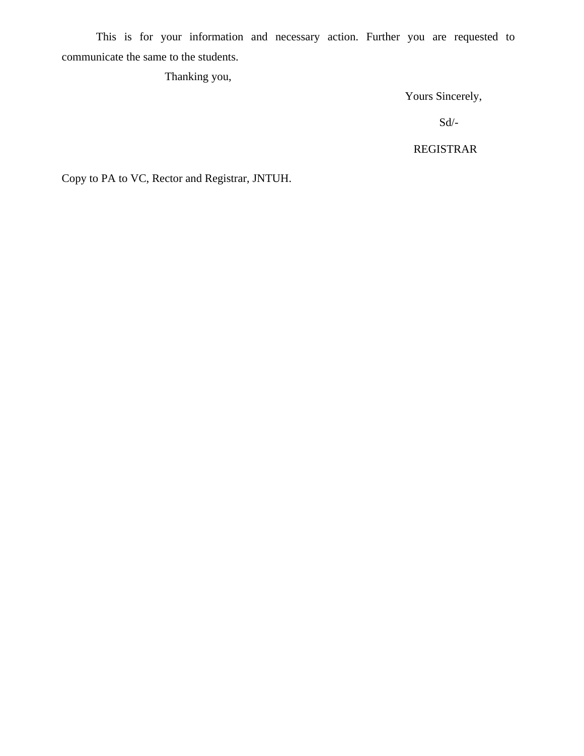This is for your information and necessary action. Further you are requested to communicate the same to the students.

Thanking you,

Yours Sincerely,

Sd/-

REGISTRAR

Copy to PA to VC, Rector and Registrar, JNTUH.